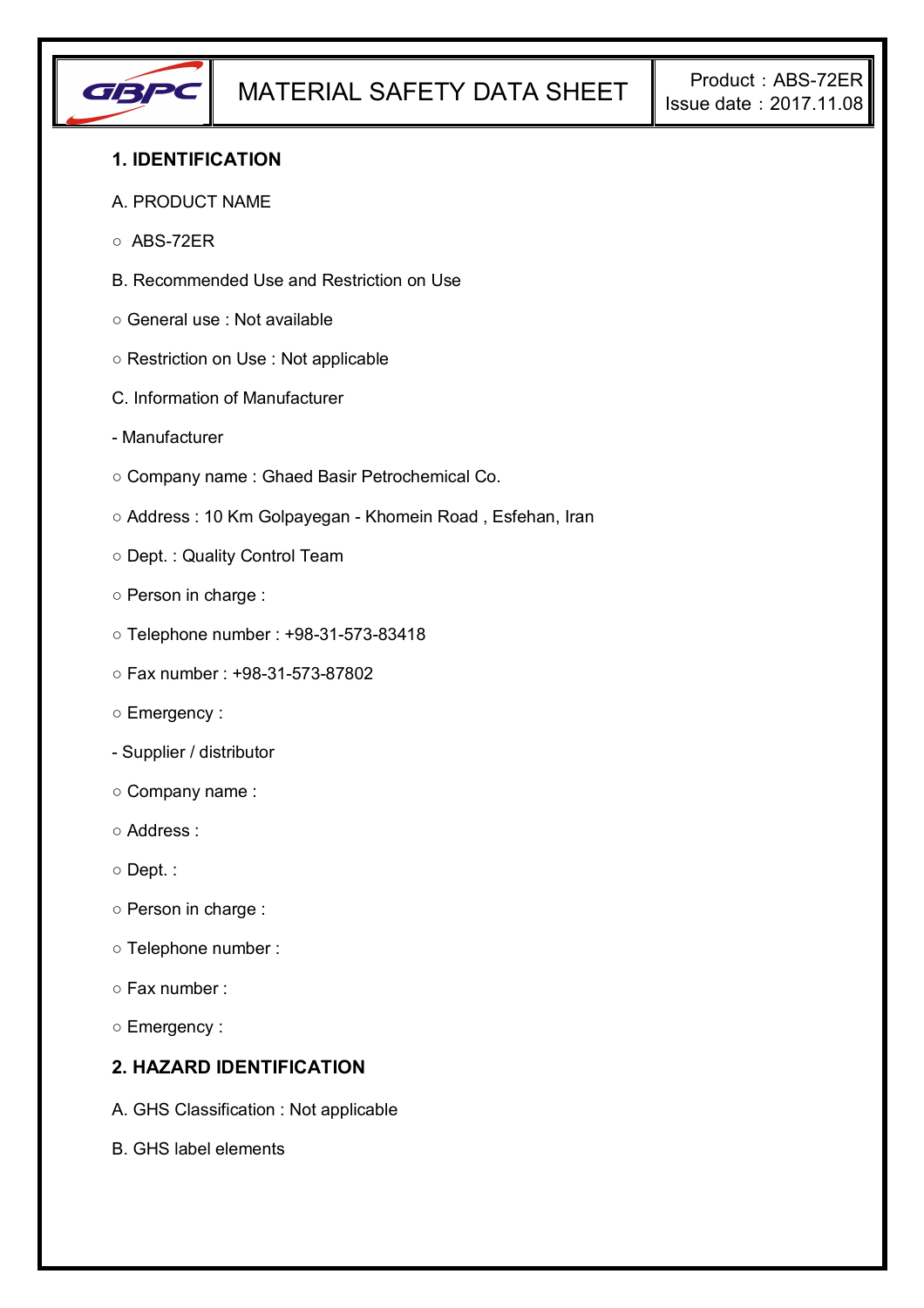# MATERIAL SAFETY DATA SHEET

Product：ABS-72ER
Issue date：2017.11.08

## 1. IDENTIFICATION

A. PRODUCT NAME

○ ABS-72ER

B. Recommended Use and Restriction on Use

○ General use : Not available

○ Restriction on Use : Not applicable

C. Information of Manufacturer

- Manufacturer

○ Company name : Ghaed Basir Petrochemical Co.

○ Address : 10 Km Golpayegan - Khomein Road , Esfehan, Iran

○ Dept. : Quality Control Team

○ Person in charge :

○ Telephone number : +98-31-573-83418

○ Fax number : +98-31-573-87802

○ Emergency :

- Supplier / distributor

○ Company name :

○ Address :

○ Dept. :

○ Person in charge :

○ Telephone number :

○ Fax number :

○ Emergency :

## 2. HAZARD IDENTIFICATION

A. GHS Classification : Not applicable

B. GHS label elements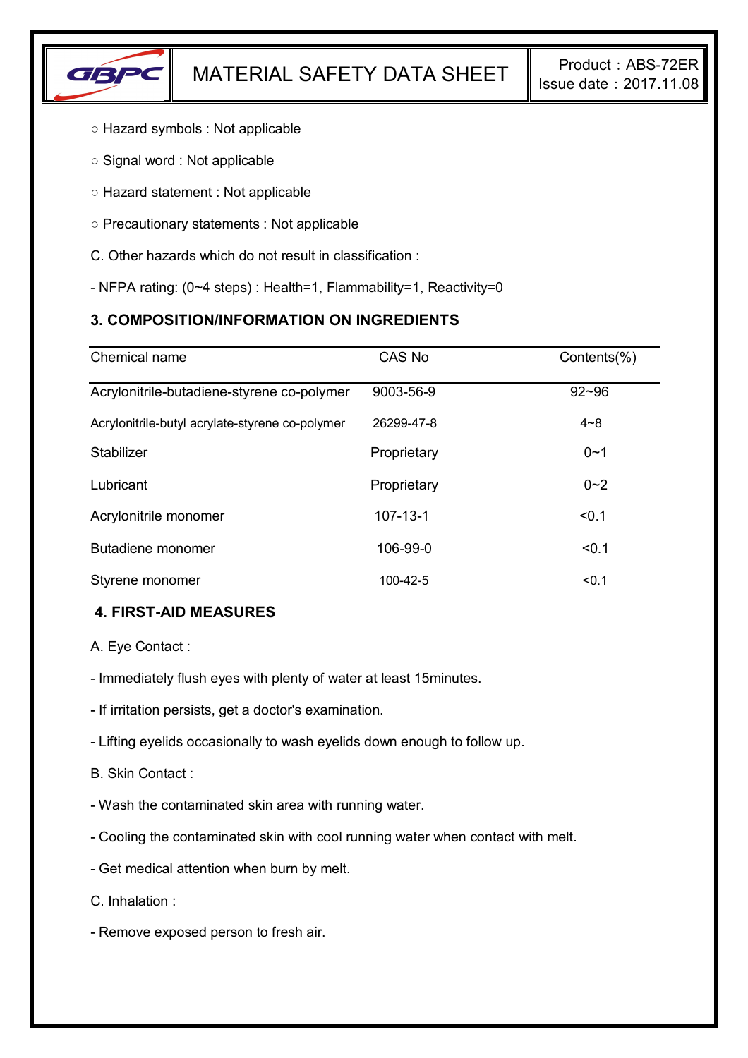○ Hazard symbols : Not applicable

○ Signal word : Not applicable

○ Hazard statement : Not applicable

○ Precautionary statements : Not applicable

C. Other hazards which do not result in classification :

- NFPA rating: (0~4 steps) : Health=1, Flammability=1, Reactivity=0

### 3. COMPOSITION/INFORMATION ON INGREDIENTS

| Chemical name | CAS No | Contents(%) |
|---|---|---|
| Acrylonitrile-butadiene-styrene co-polymer | 9003-56-9 | 92~96 |
| Acrylonitrile-butyl acrylate-styrene co-polymer | 26299-47-8 | 4~8 |
| Stabilizer | Proprietary | 0~1 |
| Lubricant | Proprietary | 0~2 |
| Acrylonitrile monomer | 107-13-1 | <0.1 |
| Butadiene monomer | 106-99-0 | <0.1 |
| Styrene monomer | 100-42-5 | <0.1 |

### 4. FIRST-AID MEASURES

A. Eye Contact :

- Immediately flush eyes with plenty of water at least 15minutes.

- If irritation persists, get a doctor's examination.

- Lifting eyelids occasionally to wash eyelids down enough to follow up.

B. Skin Contact :

- Wash the contaminated skin area with running water.

- Cooling the contaminated skin with cool running water when contact with melt.

- Get medical attention when burn by melt.

C. Inhalation :

- Remove exposed person to fresh air.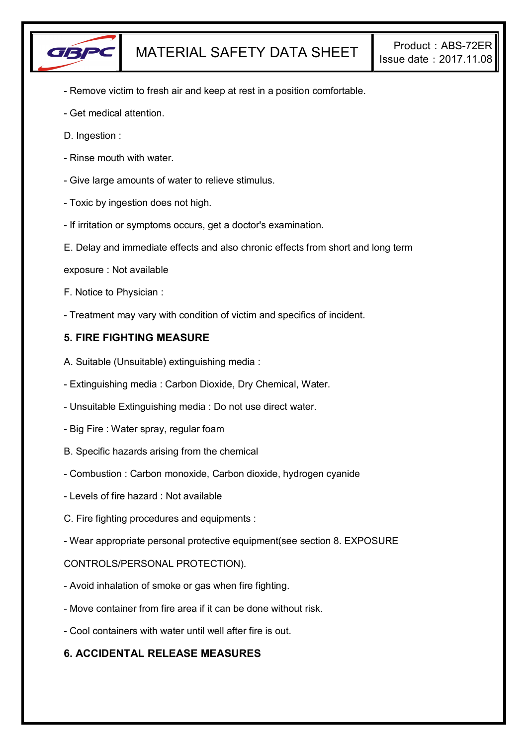- Remove victim to fresh air and keep at rest in a position comfortable.

- Get medical attention.

D. Ingestion :

- Rinse mouth with water.

- Give large amounts of water to relieve stimulus.

- Toxic by ingestion does not high.

- If irritation or symptoms occurs, get a doctor's examination.

E. Delay and immediate effects and also chronic effects from short and long term exposure : Not available

F. Notice to Physician :

- Treatment may vary with condition of victim and specifics of incident.

## 5. FIRE FIGHTING MEASURE

A. Suitable (Unsuitable) extinguishing media :

- Extinguishing media : Carbon Dioxide, Dry Chemical, Water.

- Unsuitable Extinguishing media : Do not use direct water.

- Big Fire : Water spray, regular foam

B. Specific hazards arising from the chemical

- Combustion : Carbon monoxide, Carbon dioxide, hydrogen cyanide

- Levels of fire hazard : Not available

C. Fire fighting procedures and equipments :

- Wear appropriate personal protective equipment(see section 8. EXPOSURE CONTROLS/PERSONAL PROTECTION).

- Avoid inhalation of smoke or gas when fire fighting.

- Move container from fire area if it can be done without risk.

- Cool containers with water until well after fire is out.

## 6. ACCIDENTAL RELEASE MEASURES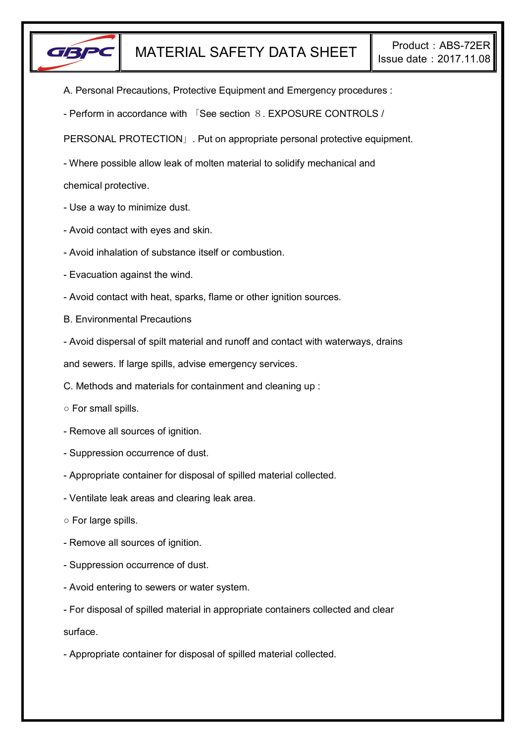A. Personal Precautions, Protective Equipment and Emergency procedures :

- Perform in accordance with 「See section ８. EXPOSURE CONTROLS / PERSONAL PROTECTION」. Put on appropriate personal protective equipment.
- Where possible allow leak of molten material to solidify mechanical and chemical protective.
- Use a way to minimize dust.
- Avoid contact with eyes and skin.
- Avoid inhalation of substance itself or combustion.
- Evacuation against the wind.
- Avoid contact with heat, sparks, flame or other ignition sources.

B. Environmental Precautions

- Avoid dispersal of spilt material and runoff and contact with waterways, drains and sewers. If large spills, advise emergency services.

C. Methods and materials for containment and cleaning up :

○ For small spills.

- Remove all sources of ignition.
- Suppression occurrence of dust.
- Appropriate container for disposal of spilled material collected.
- Ventilate leak areas and clearing leak area.

○ For large spills.

- Remove all sources of ignition.
- Suppression occurrence of dust.
- Avoid entering to sewers or water system.
- For disposal of spilled material in appropriate containers collected and clear surface.
- Appropriate container for disposal of spilled material collected.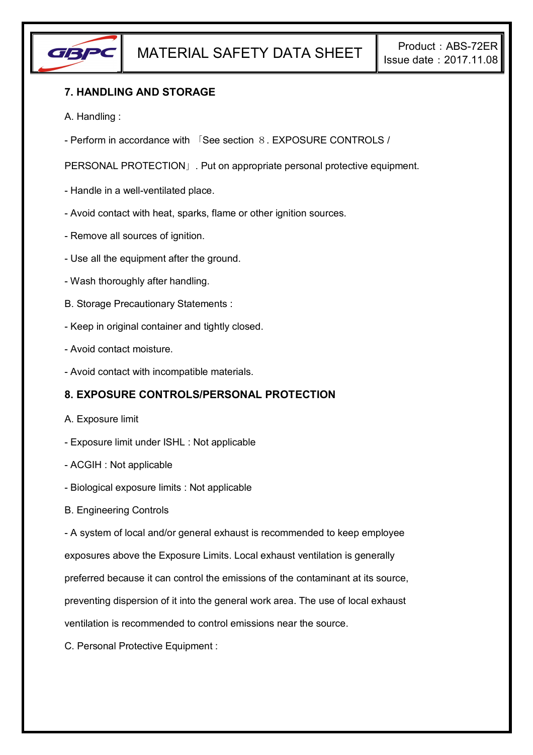## 7. HANDLING AND STORAGE

A. Handling :

- Perform in accordance with 「See section ８. EXPOSURE CONTROLS / PERSONAL PROTECTION」. Put on appropriate personal protective equipment.
- Handle in a well-ventilated place.
- Avoid contact with heat, sparks, flame or other ignition sources.
- Remove all sources of ignition.
- Use all the equipment after the ground.
- Wash thoroughly after handling.

B. Storage Precautionary Statements :

- Keep in original container and tightly closed.
- Avoid contact moisture.
- Avoid contact with incompatible materials.

## 8. EXPOSURE CONTROLS/PERSONAL PROTECTION

A. Exposure limit

- Exposure limit under ISHL : Not applicable
- ACGIH : Not applicable
- Biological exposure limits : Not applicable

B. Engineering Controls

- A system of local and/or general exhaust is recommended to keep employee exposures above the Exposure Limits. Local exhaust ventilation is generally preferred because it can control the emissions of the contaminant at its source, preventing dispersion of it into the general work area. The use of local exhaust ventilation is recommended to control emissions near the source.

C. Personal Protective Equipment :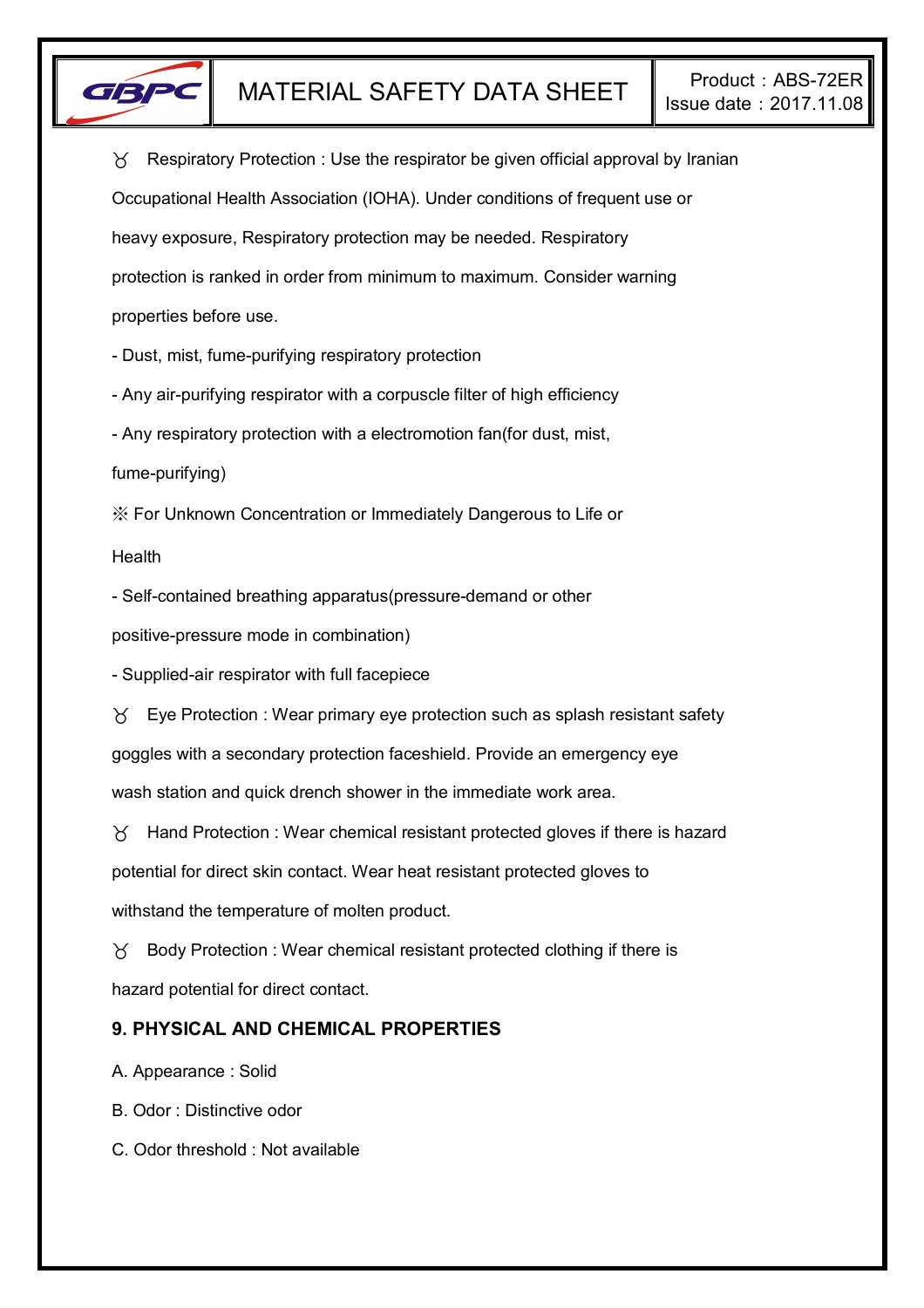♉ Respiratory Protection : Use the respirator be given official approval by Iranian Occupational Health Association (IOHA). Under conditions of frequent use or heavy exposure, Respiratory protection may be needed. Respiratory protection is ranked in order from minimum to maximum. Consider warning properties before use.

- Dust, mist, fume-purifying respiratory protection
- Any air-purifying respirator with a corpuscle filter of high efficiency
- Any respiratory protection with a electromotion fan(for dust, mist, fume-purifying)

※ For Unknown Concentration or Immediately Dangerous to Life or Health

- Self-contained breathing apparatus(pressure-demand or other positive-pressure mode in combination)
- Supplied-air respirator with full facepiece

♉ Eye Protection : Wear primary eye protection such as splash resistant safety goggles with a secondary protection faceshield. Provide an emergency eye wash station and quick drench shower in the immediate work area.

♉ Hand Protection : Wear chemical resistant protected gloves if there is hazard potential for direct skin contact. Wear heat resistant protected gloves to withstand the temperature of molten product.

♉ Body Protection : Wear chemical resistant protected clothing if there is hazard potential for direct contact.

## 9. PHYSICAL AND CHEMICAL PROPERTIES

A. Appearance : Solid

B. Odor : Distinctive odor

C. Odor threshold : Not available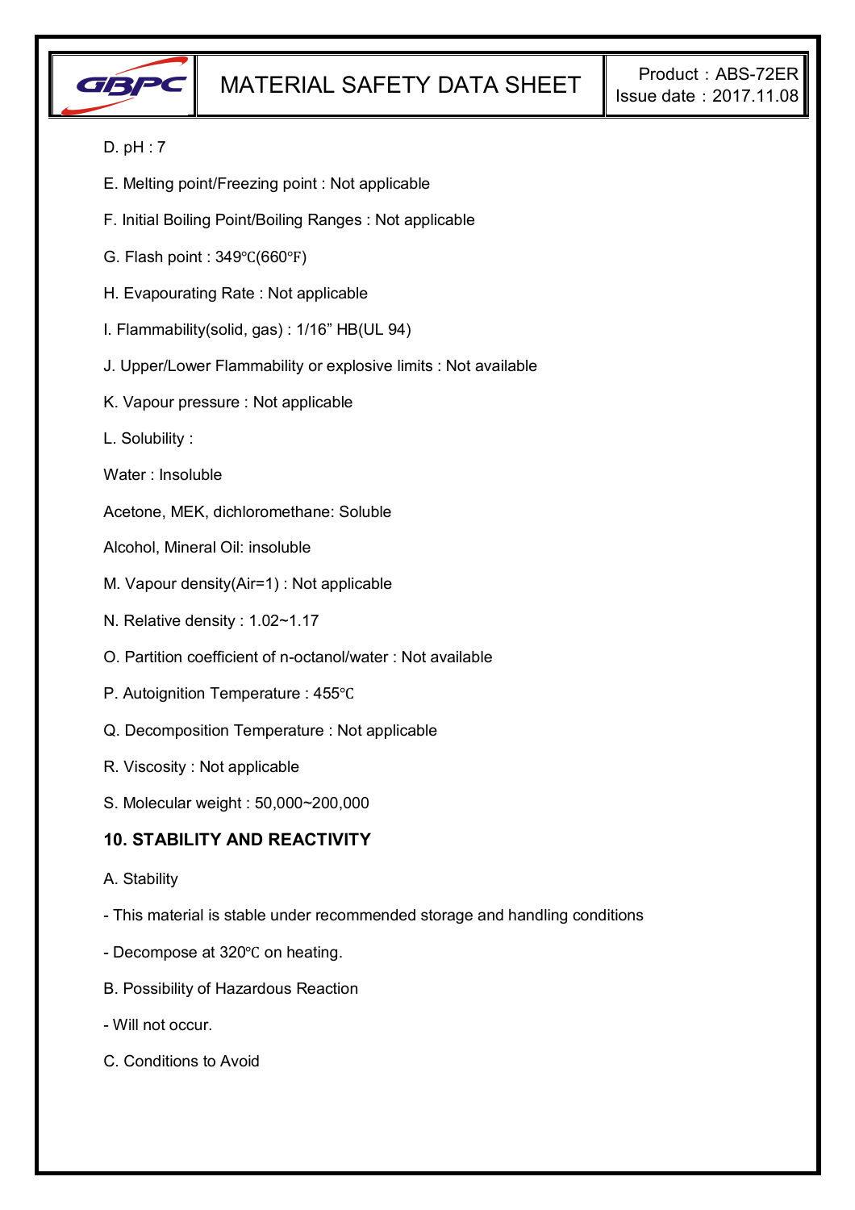D. pH : 7

E. Melting point/Freezing point : Not applicable

F. Initial Boiling Point/Boiling Ranges : Not applicable

G. Flash point : 349℃(660℉)

H. Evapourating Rate : Not applicable

I. Flammability(solid, gas) : 1/16” HB(UL 94)

J. Upper/Lower Flammability or explosive limits : Not available

K. Vapour pressure : Not applicable

L. Solubility :

Water : Insoluble

Acetone, MEK, dichloromethane: Soluble

Alcohol, Mineral Oil: insoluble

M. Vapour density(Air=1) : Not applicable

N. Relative density : 1.02~1.17

O. Partition coefficient of n-octanol/water : Not available

P. Autoignition Temperature : 455℃

Q. Decomposition Temperature : Not applicable

R. Viscosity : Not applicable

S. Molecular weight : 50,000~200,000

## 10. STABILITY AND REACTIVITY

A. Stability

- This material is stable under recommended storage and handling conditions

- Decompose at 320℃ on heating.

B. Possibility of Hazardous Reaction

- Will not occur.

C. Conditions to Avoid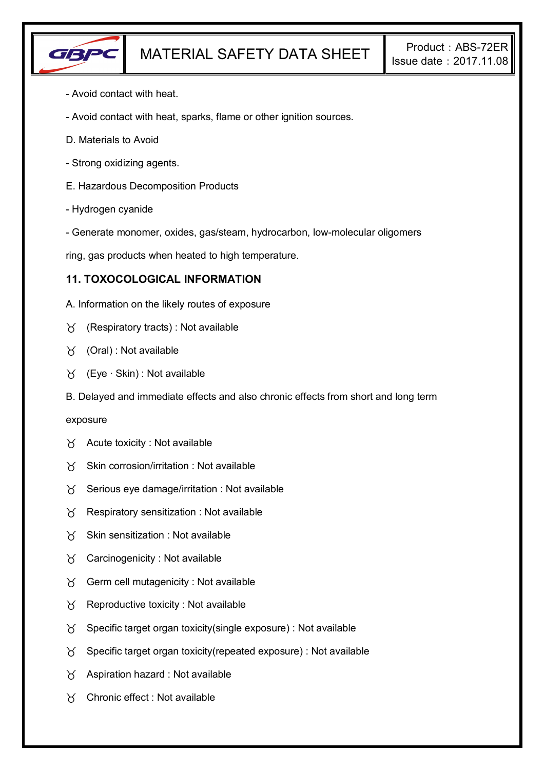- Avoid contact with heat.

- Avoid contact with heat, sparks, flame or other ignition sources.

D. Materials to Avoid

- Strong oxidizing agents.

E. Hazardous Decomposition Products

- Hydrogen cyanide

- Generate monomer, oxides, gas/steam, hydrocarbon, low-molecular oligomers ring, gas products when heated to high temperature.

## 11. TOXOCOLOGICAL INFORMATION

A. Information on the likely routes of exposure

- (Respiratory tracts) : Not available
- (Oral) : Not available
- (Eye · Skin) : Not available

B. Delayed and immediate effects and also chronic effects from short and long term exposure

- Acute toxicity : Not available
- Skin corrosion/irritation : Not available
- Serious eye damage/irritation : Not available
- Respiratory sensitization : Not available
- Skin sensitization : Not available
- Carcinogenicity : Not available
- Germ cell mutagenicity : Not available
- Reproductive toxicity : Not available
- Specific target organ toxicity(single exposure) : Not available
- Specific target organ toxicity(repeated exposure) : Not available
- Aspiration hazard : Not available
- Chronic effect : Not available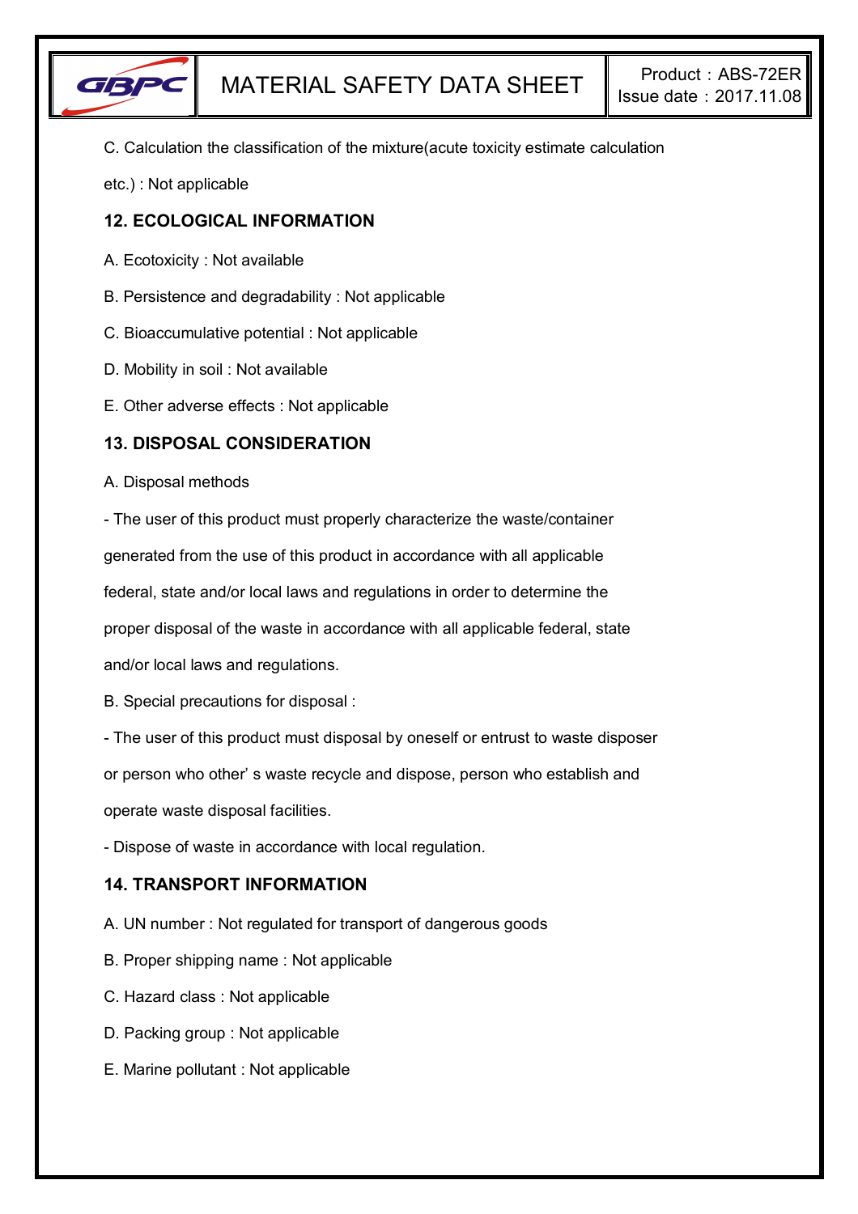C. Calculation the classification of the mixture(acute toxicity estimate calculation etc.) : Not applicable

## 12. ECOLOGICAL INFORMATION

A. Ecotoxicity : Not available

B. Persistence and degradability : Not applicable

C. Bioaccumulative potential : Not applicable

D. Mobility in soil : Not available

E. Other adverse effects : Not applicable

## 13. DISPOSAL CONSIDERATION

A. Disposal methods

- The user of this product must properly characterize the waste/container generated from the use of this product in accordance with all applicable federal, state and/or local laws and regulations in order to determine the proper disposal of the waste in accordance with all applicable federal, state and/or local laws and regulations.

B. Special precautions for disposal :

- The user of this product must disposal by oneself or entrust to waste disposer or person who other' s waste recycle and dispose, person who establish and operate waste disposal facilities.
- Dispose of waste in accordance with local regulation.

## 14. TRANSPORT INFORMATION

A. UN number : Not regulated for transport of dangerous goods

B. Proper shipping name : Not applicable

C. Hazard class : Not applicable

D. Packing group : Not applicable

E. Marine pollutant : Not applicable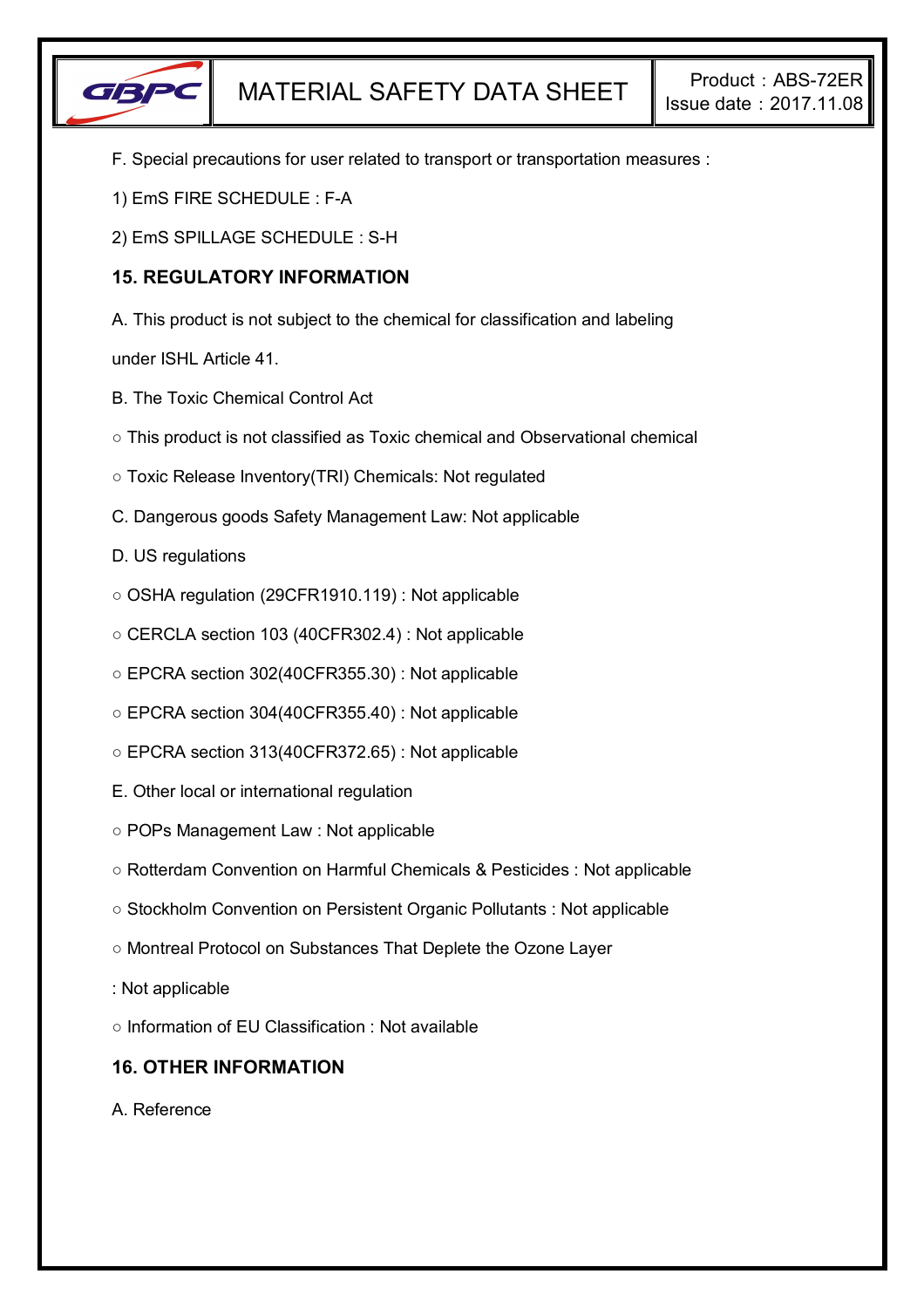F. Special precautions for user related to transport or transportation measures :

1) EmS FIRE SCHEDULE : F-A

2) EmS SPILLAGE SCHEDULE : S-H

## 15. REGULATORY INFORMATION

A. This product is not subject to the chemical for classification and labeling under ISHL Article 41.

B. The Toxic Chemical Control Act

○ This product is not classified as Toxic chemical and Observational chemical

○ Toxic Release Inventory(TRI) Chemicals: Not regulated

C. Dangerous goods Safety Management Law: Not applicable

D. US regulations

○ OSHA regulation (29CFR1910.119) : Not applicable

○ CERCLA section 103 (40CFR302.4) : Not applicable

○ EPCRA section 302(40CFR355.30) : Not applicable

○ EPCRA section 304(40CFR355.40) : Not applicable

○ EPCRA section 313(40CFR372.65) : Not applicable

E. Other local or international regulation

○ POPs Management Law : Not applicable

○ Rotterdam Convention on Harmful Chemicals & Pesticides : Not applicable

○ Stockholm Convention on Persistent Organic Pollutants : Not applicable

○ Montreal Protocol on Substances That Deplete the Ozone Layer

: Not applicable

○ Information of EU Classification : Not available

## 16. OTHER INFORMATION

A. Reference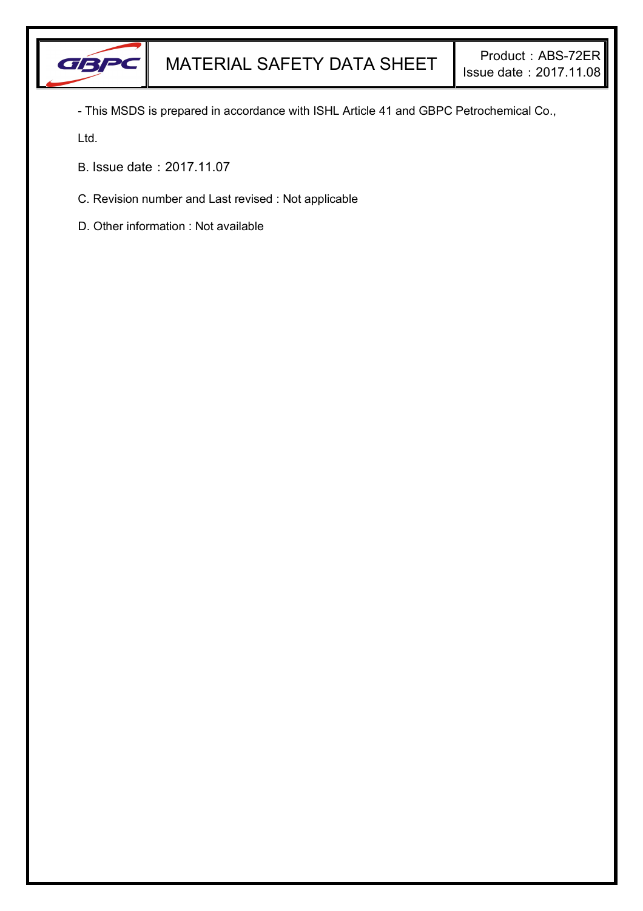- This MSDS is prepared in accordance with ISHL Article 41 and GBPC Petrochemical Co., Ltd.

B. Issue date：2017.11.07

C. Revision number and Last revised : Not applicable

D. Other information : Not available